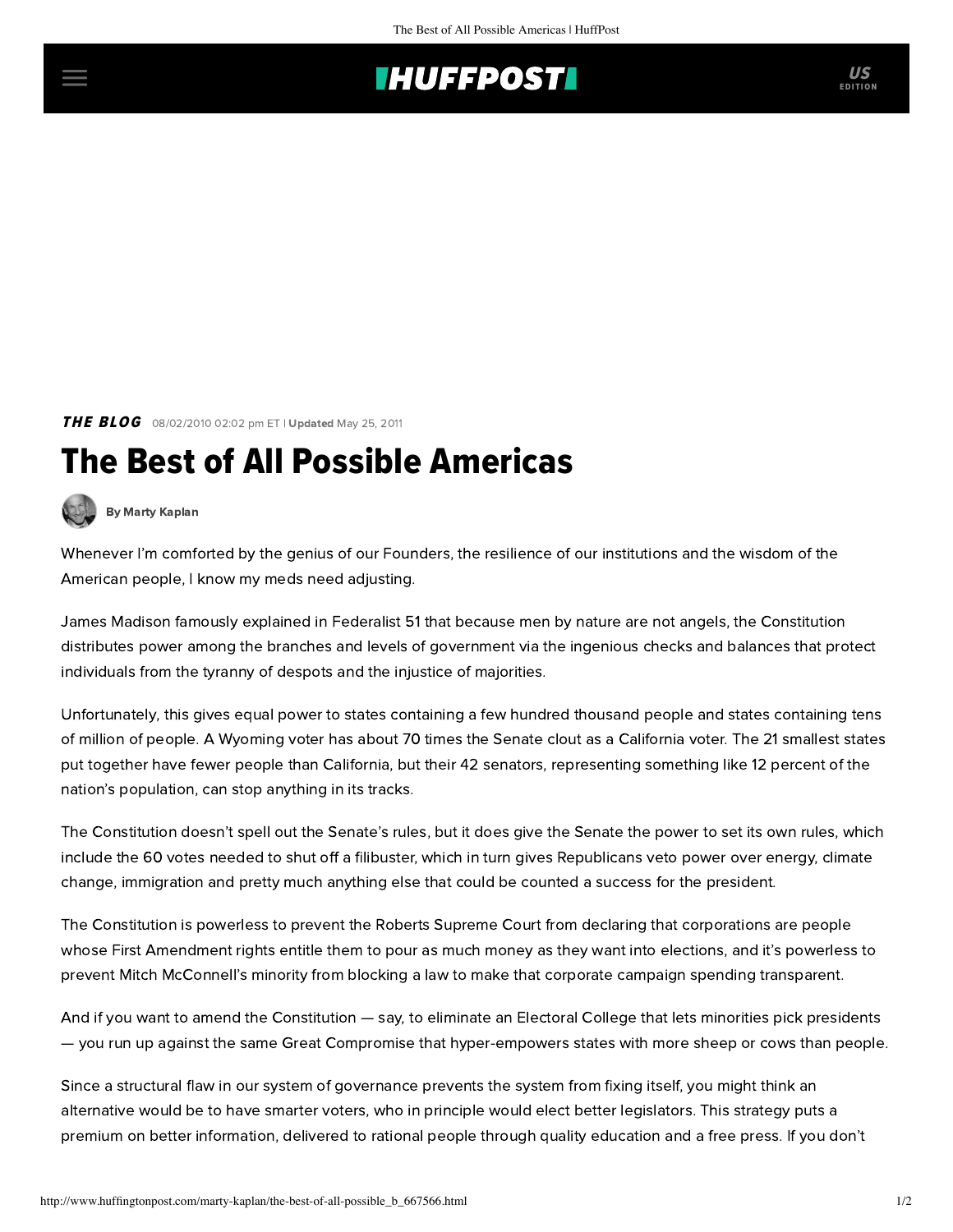THE BLOG 08/02/2010 02:02 pm ET | Updated May 25, 2011

# The Best of All Possible Americas

By Marty Kaplan

Whenever I'm comforted by the genius of our Founders, the resilience of our institutions and the wisdom of the American people, I know my meds need adjusting.

James Madison famously explained in Federalist 51 that because men by nature are not angels, the Constitution distributes power among the branches and levels of government via the ingenious checks and balances that protect individuals from the tyranny of despots and the injustice of majorities.

Unfortunately, this gives equal power to states containing a few hundred thousand people and states containing tens of million of people. A Wyoming voter has about 70 times the Senate clout as a California voter. The 21 smallest states put together have fewer people than California, but their 42 senators, representing something like 12 percent of the nation's population, can stop anything in its tracks.

The Constitution doesn't spell out the Senate's rules, but it does give the Senate the power to set its own rules, which include the 60 votes needed to shut off a filibuster, which in turn gives Republicans veto power over energy, climate change, immigration and pretty much anything else that could be counted a success for the president.

The Constitution is powerless to prevent the Roberts Supreme Court from declaring that corporations are people whose First Amendment rights entitle them to pour as much money as they want into elections, and it's powerless to prevent Mitch McConnell's minority from blocking a law to make that corporate campaign spending transparent.

And if you want to amend the Constitution — say, to eliminate an Electoral College that lets minorities pick presidents — you run up against the same Great Compromise that hyper-empowers states with more sheep or cows than people.

Since a structural flaw in our system of governance prevents the system from fixing itself, you might think an alternative would be to have smarter voters, who in principle would elect better legislators. This strategy puts a premium on better information, delivered to rational people through quality education and a free press. If you don't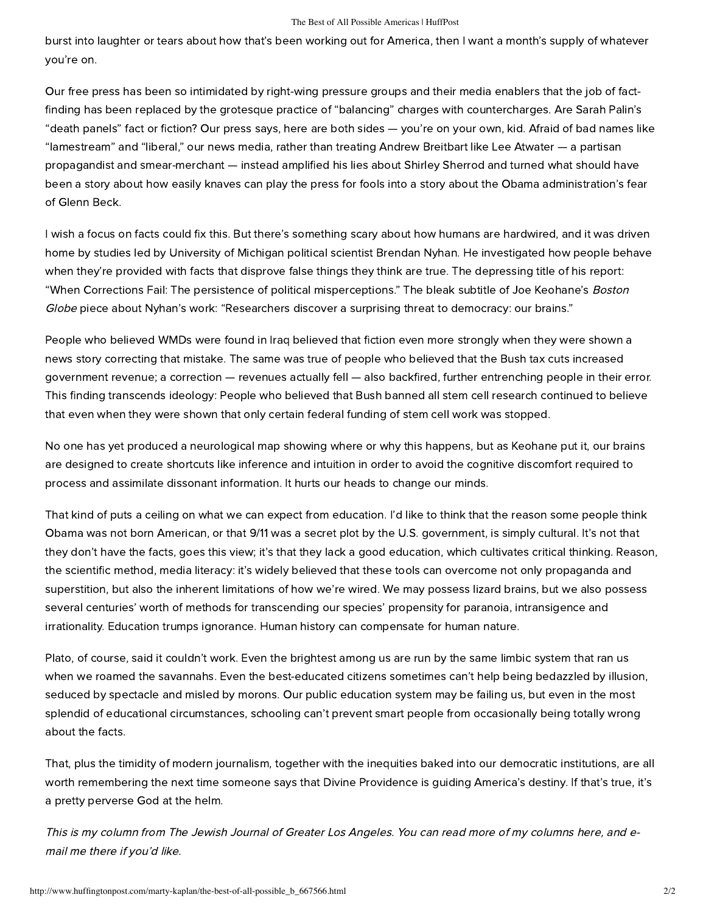burst into laughter or tears about how that's been working out for America, then I want a month's supply of whatever you're on.

Our free press has been so intimidated by right-wing pressure groups and their media enablers that the job of fact-finding has been replaced by the grotesque practice of "balancing" charges with countercharges. Are Sarah Palin's "death panels" fact or fiction? Our press says, here are both sides — you're on your own, kid. Afraid of bad names like "lamestream" and "liberal," our news media, rather than treating Andrew Breitbart like Lee Atwater — a partisan propagandist and smear-merchant — instead amplified his lies about Shirley Sherrod and turned what should have been a story about how easily knaves can play the press for fools into a story about the Obama administration's fear of Glenn Beck.

I wish a focus on facts could fix this. But there's something scary about how humans are hardwired, and it was driven home by studies led by University of Michigan political scientist Brendan Nyhan. He investigated how people behave when they're provided with facts that disprove false things they think are true. The depressing title of his report: "When Corrections Fail: The persistence of political misperceptions." The bleak subtitle of Joe Keohane's *Boston Globe* piece about Nyhan's work: "Researchers discover a surprising threat to democracy: our brains."

People who believed WMDs were found in Iraq believed that fiction even more strongly when they were shown a news story correcting that mistake. The same was true of people who believed that the Bush tax cuts increased government revenue; a correction — revenues actually fell — also backfired, further entrenching people in their error. This finding transcends ideology: People who believed that Bush banned all stem cell research continued to believe that even when they were shown that only certain federal funding of stem cell work was stopped.

No one has yet produced a neurological map showing where or why this happens, but as Keohane put it, our brains are designed to create shortcuts like inference and intuition in order to avoid the cognitive discomfort required to process and assimilate dissonant information. It hurts our heads to change our minds.

That kind of puts a ceiling on what we can expect from education. I'd like to think that the reason some people think Obama was not born American, or that 9/11 was a secret plot by the U.S. government, is simply cultural. It's not that they don't have the facts, goes this view; it's that they lack a good education, which cultivates critical thinking. Reason, the scientific method, media literacy: it's widely believed that these tools can overcome not only propaganda and superstition, but also the inherent limitations of how we're wired. We may possess lizard brains, but we also possess several centuries' worth of methods for transcending our species' propensity for paranoia, intransigence and irrationality. Education trumps ignorance. Human history can compensate for human nature.

Plato, of course, said it couldn't work. Even the brightest among us are run by the same limbic system that ran us when we roamed the savannahs. Even the best-educated citizens sometimes can't help being bedazzled by illusion, seduced by spectacle and misled by morons. Our public education system may be failing us, but even in the most splendid of educational circumstances, schooling can't prevent smart people from occasionally being totally wrong about the facts.

That, plus the timidity of modern journalism, together with the inequities baked into our democratic institutions, are all worth remembering the next time someone says that Divine Providence is guiding America's destiny. If that's true, it's a pretty perverse God at the helm.

*This is my column from The Jewish Journal of Greater Los Angeles. You can read more of my columns here, and e-mail me there if you'd like.*